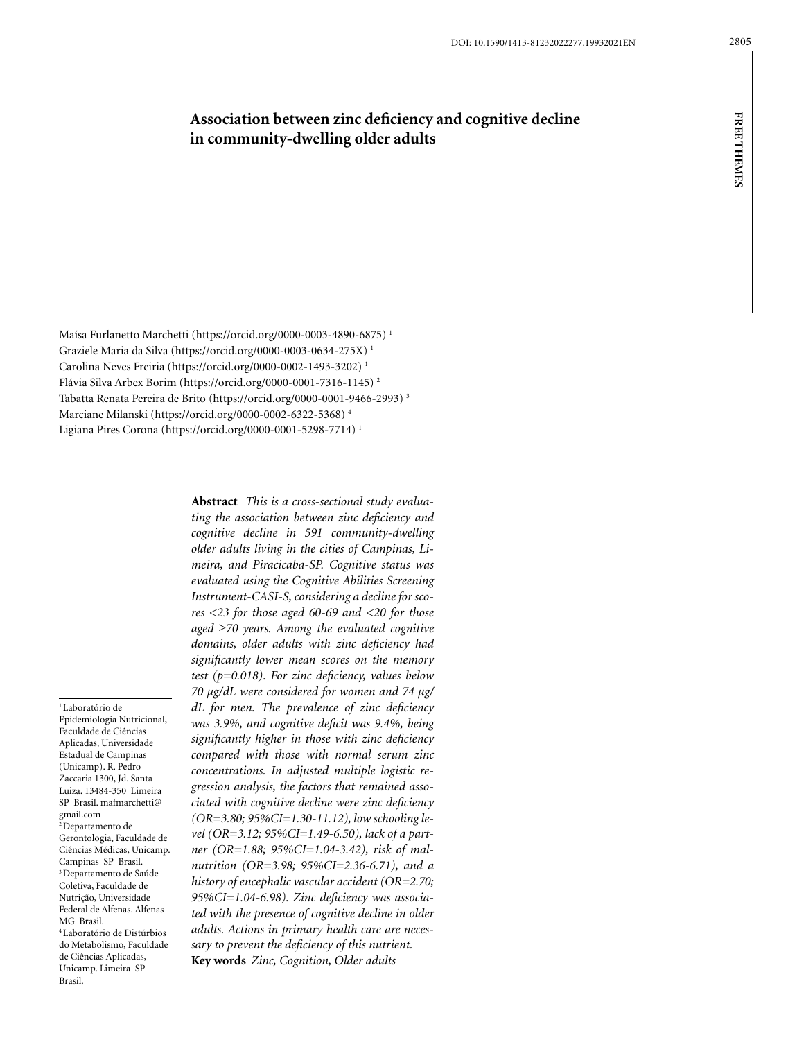# Association between zinc deficiency and cognitive decline in community-dwelling older adults

Maísa Furlanetto Marchetti (https://orcid.org/0000-0003-4890-6875) [1]
Graziele Maria da Silva (https://orcid.org/0000-0003-0634-275X) [1]
Carolina Neves Freiria (https://orcid.org/0000-0002-1493-3202) [1]
Flávia Silva Arbex Borim (https://orcid.org/0000-0001-7316-1145) [2]
Tabatta Renata Pereira de Brito (https://orcid.org/0000-0001-9466-2993) [3]
Marciane Milanski (https://orcid.org/0000-0002-6322-5368) [4]
Ligiana Pires Corona (https://orcid.org/0000-0001-5298-7714) [1]

**Abstract** *This is a cross-sectional study evaluating the association between zinc deficiency and cognitive decline in 591 community-dwelling older adults living in the cities of Campinas, Limeira, and Piracicaba-SP. Cognitive status was evaluated using the Cognitive Abilities Screening Instrument-CASI-S, considering a decline for scores <23 for those aged 60-69 and <20 for those aged ≥70 years. Among the evaluated cognitive domains, older adults with zinc deficiency had significantly lower mean scores on the memory test (p=0.018). For zinc deficiency, values below 70 µg/dL were considered for women and 74 µg/dL for men. The prevalence of zinc deficiency was 3.9%, and cognitive deficit was 9.4%, being significantly higher in those with zinc deficiency compared with those with normal serum zinc concentrations. In adjusted multiple logistic regression analysis, the factors that remained associated with cognitive decline were zinc deficiency (OR=3.80; 95%CI=1.30-11.12), low schooling level (OR=3.12; 95%CI=1.49-6.50), lack of a partner (OR=1.88; 95%CI=1.04-3.42), risk of malnutrition (OR=3.98; 95%CI=2.36-6.71), and a history of encephalic vascular accident (OR=2.70; 95%CI=1.04-6.98). Zinc deficiency was associated with the presence of cognitive decline in older adults. Actions in primary health care are necessary to prevent the deficiency of this nutrient.*

**Key words** *Zinc, Cognition, Older adults*

[1] Laboratório de Epidemiologia Nutricional, Faculdade de Ciências Aplicadas, Universidade Estadual de Campinas (Unicamp). R. Pedro Zaccaria 1300, Jd. Santa Luiza. 13484-350 Limeira SP Brasil. mafmarchetti@gmail.com
[2] Departamento de Gerontologia, Faculdade de Ciências Médicas, Unicamp. Campinas SP Brasil.
[3] Departamento de Saúde Coletiva, Faculdade de Nutrição, Universidade Federal de Alfenas. Alfenas MG Brasil.
[4] Laboratório de Distúrbios do Metabolismo, Faculdade de Ciências Aplicadas, Unicamp. Limeira SP Brasil.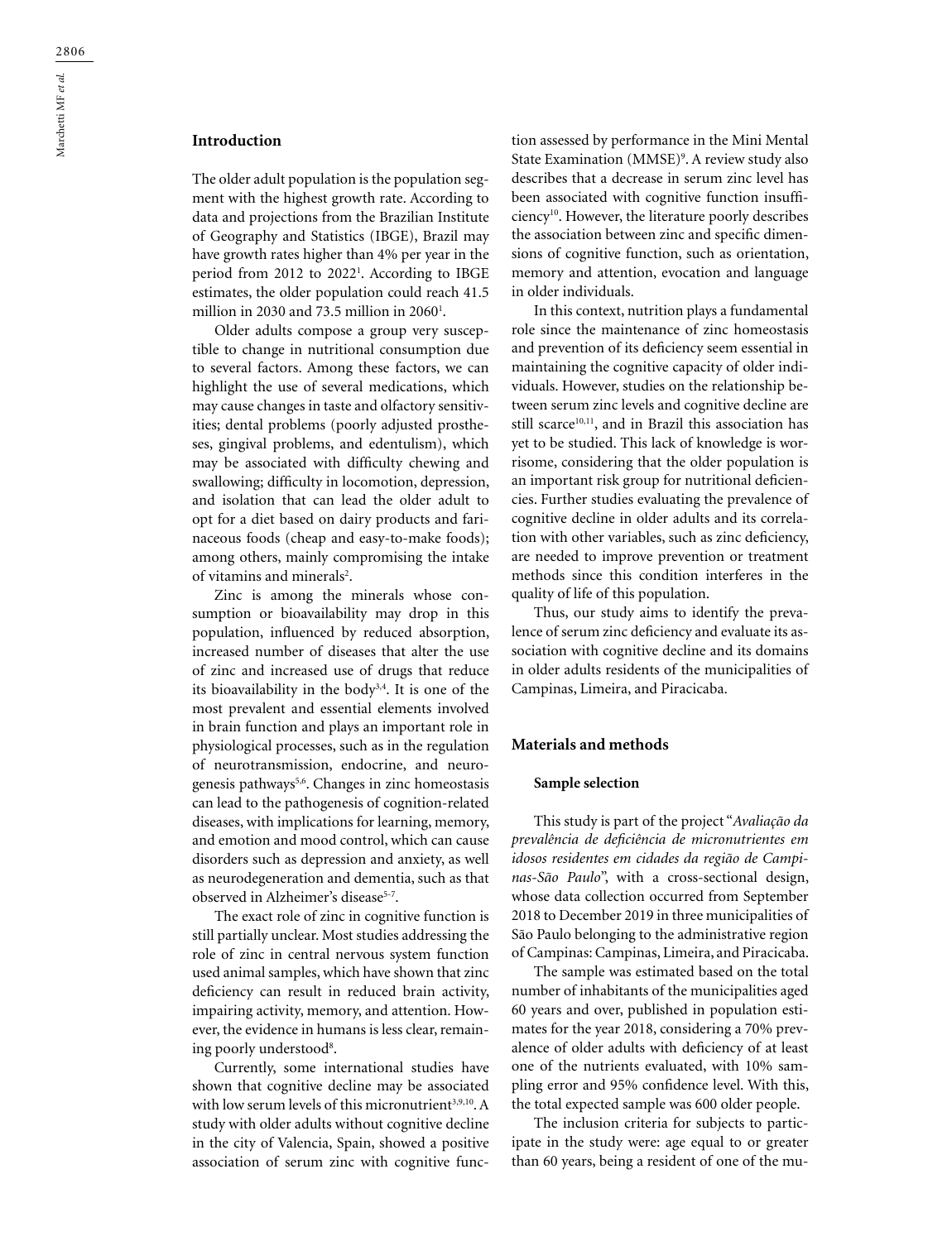## Introduction

The older adult population is the population segment with the highest growth rate. According to data and projections from the Brazilian Institute of Geography and Statistics (IBGE), Brazil may have growth rates higher than 4% per year in the period from 2012 to 2022[1]. According to IBGE estimates, the older population could reach 41.5 million in 2030 and 73.5 million in 2060[1].

Older adults compose a group very susceptible to change in nutritional consumption due to several factors. Among these factors, we can highlight the use of several medications, which may cause changes in taste and olfactory sensitivities; dental problems (poorly adjusted prostheses, gingival problems, and edentulism), which may be associated with difficulty chewing and swallowing; difficulty in locomotion, depression, and isolation that can lead the older adult to opt for a diet based on dairy products and farinaceous foods (cheap and easy-to-make foods); among others, mainly compromising the intake of vitamins and minerals[2].

Zinc is among the minerals whose consumption or bioavailability may drop in this population, influenced by reduced absorption, increased number of diseases that alter the use of zinc and increased use of drugs that reduce its bioavailability in the body[3,4]. It is one of the most prevalent and essential elements involved in brain function and plays an important role in physiological processes, such as in the regulation of neurotransmission, endocrine, and neurogenesis pathways[5,6]. Changes in zinc homeostasis can lead to the pathogenesis of cognition-related diseases, with implications for learning, memory, and emotion and mood control, which can cause disorders such as depression and anxiety, as well as neurodegeneration and dementia, such as that observed in Alzheimer's disease[5-7].

The exact role of zinc in cognitive function is still partially unclear. Most studies addressing the role of zinc in central nervous system function used animal samples, which have shown that zinc deficiency can result in reduced brain activity, impairing activity, memory, and attention. However, the evidence in humans is less clear, remaining poorly understood[8].

Currently, some international studies have shown that cognitive decline may be associated with low serum levels of this micronutrient[3,9,10]. A study with older adults without cognitive decline in the city of Valencia, Spain, showed a positive association of serum zinc with cognitive function assessed by performance in the Mini Mental State Examination (MMSE)[9]. A review study also describes that a decrease in serum zinc level has been associated with cognitive function insufficiency[10]. However, the literature poorly describes the association between zinc and specific dimensions of cognitive function, such as orientation, memory and attention, evocation and language in older individuals.

In this context, nutrition plays a fundamental role since the maintenance of zinc homeostasis and prevention of its deficiency seem essential in maintaining the cognitive capacity of older individuals. However, studies on the relationship between serum zinc levels and cognitive decline are still scarce[10,11], and in Brazil this association has yet to be studied. This lack of knowledge is worrisome, considering that the older population is an important risk group for nutritional deficiencies. Further studies evaluating the prevalence of cognitive decline in older adults and its correlation with other variables, such as zinc deficiency, are needed to improve prevention or treatment methods since this condition interferes in the quality of life of this population.

Thus, our study aims to identify the prevalence of serum zinc deficiency and evaluate its association with cognitive decline and its domains in older adults residents of the municipalities of Campinas, Limeira, and Piracicaba.

## Materials and methods

### Sample selection

This study is part of the project "*Avaliação da prevalência de deficiência de micronutrientes em idosos residentes em cidades da região de Campinas-São Paulo*", with a cross-sectional design, whose data collection occurred from September 2018 to December 2019 in three municipalities of São Paulo belonging to the administrative region of Campinas: Campinas, Limeira, and Piracicaba.

The sample was estimated based on the total number of inhabitants of the municipalities aged 60 years and over, published in population estimates for the year 2018, considering a 70% prevalence of older adults with deficiency of at least one of the nutrients evaluated, with 10% sampling error and 95% confidence level. With this, the total expected sample was 600 older people.

The inclusion criteria for subjects to participate in the study were: age equal to or greater than 60 years, being a resident of one of the mu-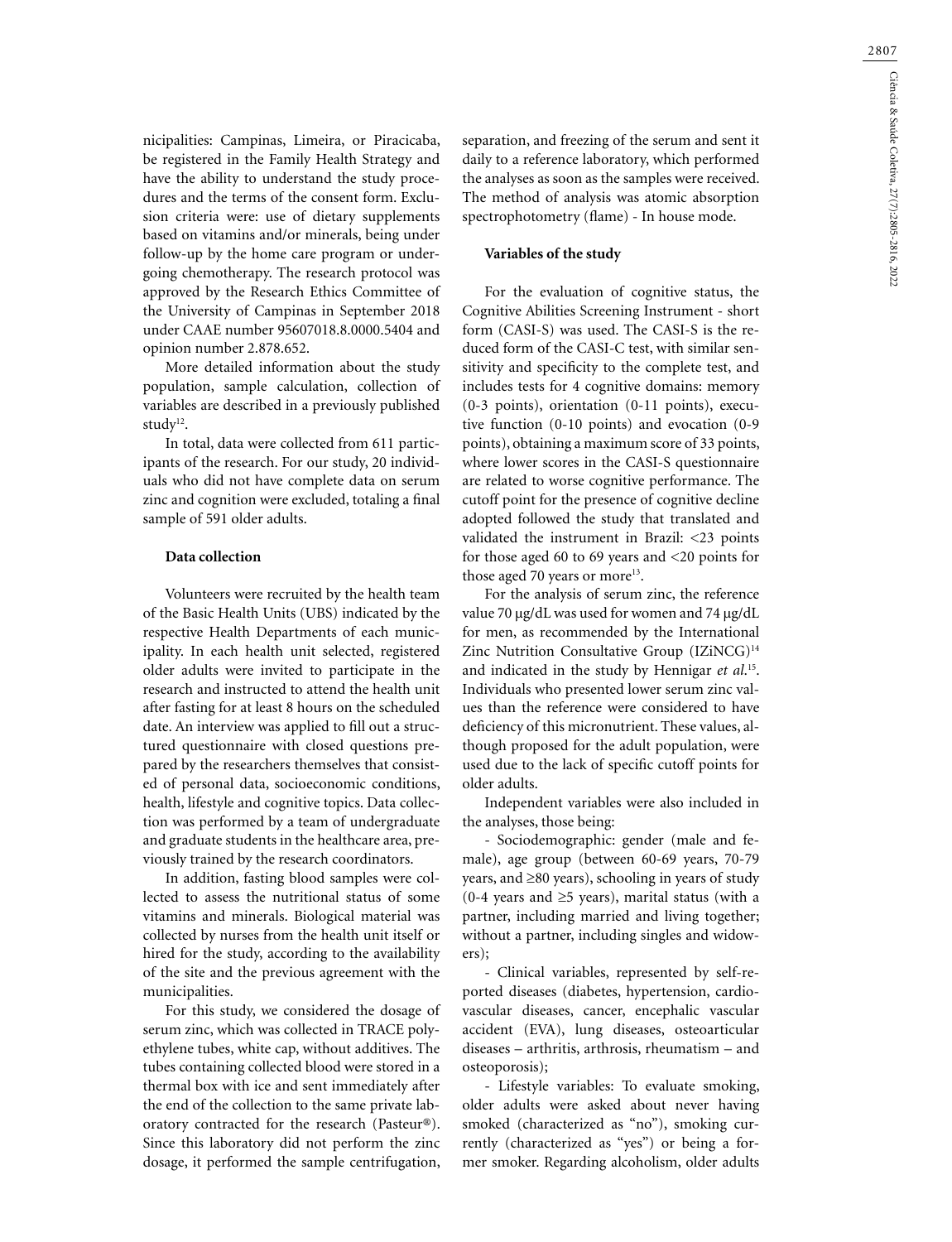nicipalities: Campinas, Limeira, or Piracicaba, be registered in the Family Health Strategy and have the ability to understand the study procedures and the terms of the consent form. Exclusion criteria were: use of dietary supplements based on vitamins and/or minerals, being under follow-up by the home care program or undergoing chemotherapy. The research protocol was approved by the Research Ethics Committee of the University of Campinas in September 2018 under CAAE number 95607018.8.0000.5404 and opinion number 2.878.652.

More detailed information about the study population, sample calculation, collection of variables are described in a previously published study[12].

In total, data were collected from 611 participants of the research. For our study, 20 individuals who did not have complete data on serum zinc and cognition were excluded, totaling a final sample of 591 older adults.

### Data collection

Volunteers were recruited by the health team of the Basic Health Units (UBS) indicated by the respective Health Departments of each municipality. In each health unit selected, registered older adults were invited to participate in the research and instructed to attend the health unit after fasting for at least 8 hours on the scheduled date. An interview was applied to fill out a structured questionnaire with closed questions prepared by the researchers themselves that consisted of personal data, socioeconomic conditions, health, lifestyle and cognitive topics. Data collection was performed by a team of undergraduate and graduate students in the healthcare area, previously trained by the research coordinators.

In addition, fasting blood samples were collected to assess the nutritional status of some vitamins and minerals. Biological material was collected by nurses from the health unit itself or hired for the study, according to the availability of the site and the previous agreement with the municipalities.

For this study, we considered the dosage of serum zinc, which was collected in TRACE polyethylene tubes, white cap, without additives. The tubes containing collected blood were stored in a thermal box with ice and sent immediately after the end of the collection to the same private laboratory contracted for the research (Pasteur®). Since this laboratory did not perform the zinc dosage, it performed the sample centrifugation, separation, and freezing of the serum and sent it daily to a reference laboratory, which performed the analyses as soon as the samples were received. The method of analysis was atomic absorption spectrophotometry (flame) - In house mode.

### Variables of the study

For the evaluation of cognitive status, the Cognitive Abilities Screening Instrument - short form (CASI-S) was used. The CASI-S is the reduced form of the CASI-C test, with similar sensitivity and specificity to the complete test, and includes tests for 4 cognitive domains: memory (0-3 points), orientation (0-11 points), executive function (0-10 points) and evocation (0-9 points), obtaining a maximum score of 33 points, where lower scores in the CASI-S questionnaire are related to worse cognitive performance. The cutoff point for the presence of cognitive decline adopted followed the study that translated and validated the instrument in Brazil: <23 points for those aged 60 to 69 years and <20 points for those aged 70 years or more[13].

For the analysis of serum zinc, the reference value 70 μg/dL was used for women and 74 μg/dL for men, as recommended by the International Zinc Nutrition Consultative Group (IZiNCG)[14] and indicated in the study by Hennigar *et al.*[15]. Individuals who presented lower serum zinc values than the reference were considered to have deficiency of this micronutrient. These values, although proposed for the adult population, were used due to the lack of specific cutoff points for older adults.

Independent variables were also included in the analyses, those being:

- Sociodemographic: gender (male and female), age group (between 60-69 years, 70-79 years, and ≥80 years), schooling in years of study (0-4 years and ≥5 years), marital status (with a partner, including married and living together; without a partner, including singles and widowers);

- Clinical variables, represented by self-reported diseases (diabetes, hypertension, cardiovascular diseases, cancer, encephalic vascular accident (EVA), lung diseases, osteoarticular diseases – arthritis, arthrosis, rheumatism – and osteoporosis);

- Lifestyle variables: To evaluate smoking, older adults were asked about never having smoked (characterized as "no"), smoking currently (characterized as "yes") or being a former smoker. Regarding alcoholism, older adults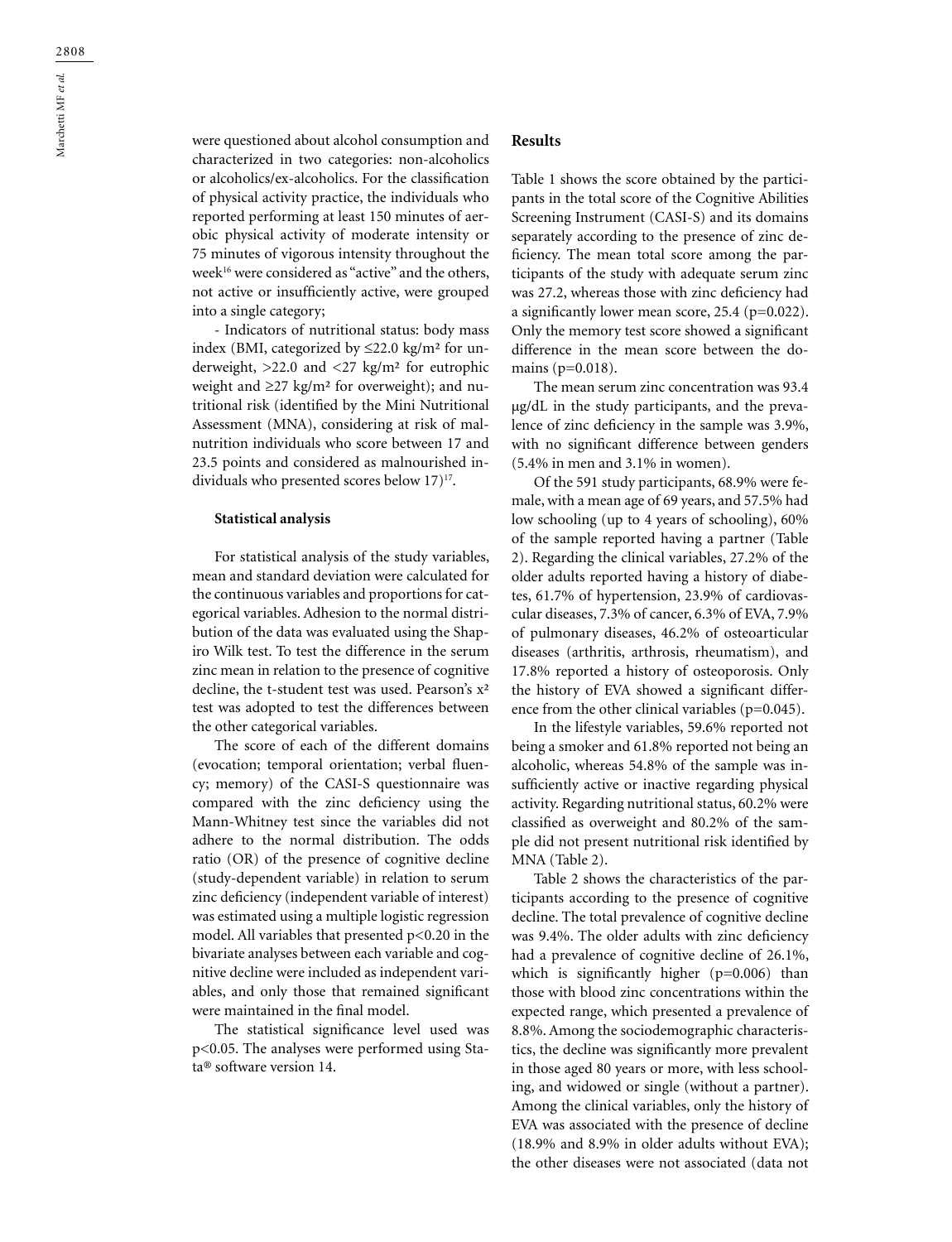were questioned about alcohol consumption and characterized in two categories: non-alcoholics or alcoholics/ex-alcoholics. For the classification of physical activity practice, the individuals who reported performing at least 150 minutes of aerobic physical activity of moderate intensity or 75 minutes of vigorous intensity throughout the week[16] were considered as "active" and the others, not active or insufficiently active, were grouped into a single category;

- Indicators of nutritional status: body mass index (BMI, categorized by ≤22.0 kg/m² for underweight, >22.0 and <27 kg/m² for eutrophic weight and ≥27 kg/m² for overweight); and nutritional risk (identified by the Mini Nutritional Assessment (MNA), considering at risk of malnutrition individuals who score between 17 and 23.5 points and considered as malnourished individuals who presented scores below 17)[17].

### Statistical analysis

For statistical analysis of the study variables, mean and standard deviation were calculated for the continuous variables and proportions for categorical variables. Adhesion to the normal distribution of the data was evaluated using the Shapiro Wilk test. To test the difference in the serum zinc mean in relation to the presence of cognitive decline, the t-student test was used. Pearson's $x^2$ test was adopted to test the differences between the other categorical variables.

The score of each of the different domains (evocation; temporal orientation; verbal fluency; memory) of the CASI-S questionnaire was compared with the zinc deficiency using the Mann-Whitney test since the variables did not adhere to the normal distribution. The odds ratio (OR) of the presence of cognitive decline (study-dependent variable) in relation to serum zinc deficiency (independent variable of interest) was estimated using a multiple logistic regression model. All variables that presented $p<0.20$ in the bivariate analyses between each variable and cognitive decline were included as independent variables, and only those that remained significant were maintained in the final model.

The statistical significance level used was $p<0.05$. The analyses were performed using Stata® software version 14.

## Results

Table 1 shows the score obtained by the participants in the total score of the Cognitive Abilities Screening Instrument (CASI-S) and its domains separately according to the presence of zinc deficiency. The mean total score among the participants of the study with adequate serum zinc was 27.2, whereas those with zinc deficiency had a significantly lower mean score, 25.4 (p=0.022). Only the memory test score showed a significant difference in the mean score between the domains (p=0.018).

The mean serum zinc concentration was 93.4 μg/dL in the study participants, and the prevalence of zinc deficiency in the sample was 3.9%, with no significant difference between genders (5.4% in men and 3.1% in women).

Of the 591 study participants, 68.9% were female, with a mean age of 69 years, and 57.5% had low schooling (up to 4 years of schooling), 60% of the sample reported having a partner (Table 2). Regarding the clinical variables, 27.2% of the older adults reported having a history of diabetes, 61.7% of hypertension, 23.9% of cardiovascular diseases, 7.3% of cancer, 6.3% of EVA, 7.9% of pulmonary diseases, 46.2% of osteoarticular diseases (arthritis, arthrosis, rheumatism), and 17.8% reported a history of osteoporosis. Only the history of EVA showed a significant difference from the other clinical variables (p=0.045).

In the lifestyle variables, 59.6% reported not being a smoker and 61.8% reported not being an alcoholic, whereas 54.8% of the sample was insufficiently active or inactive regarding physical activity. Regarding nutritional status, 60.2% were classified as overweight and 80.2% of the sample did not present nutritional risk identified by MNA (Table 2).

Table 2 shows the characteristics of the participants according to the presence of cognitive decline. The total prevalence of cognitive decline was 9.4%. The older adults with zinc deficiency had a prevalence of cognitive decline of 26.1%, which is significantly higher (p=0.006) than those with blood zinc concentrations within the expected range, which presented a prevalence of 8.8%. Among the sociodemographic characteristics, the decline was significantly more prevalent in those aged 80 years or more, with less schooling, and widowed or single (without a partner). Among the clinical variables, only the history of EVA was associated with the presence of decline (18.9% and 8.9% in older adults without EVA); the other diseases were not associated (data not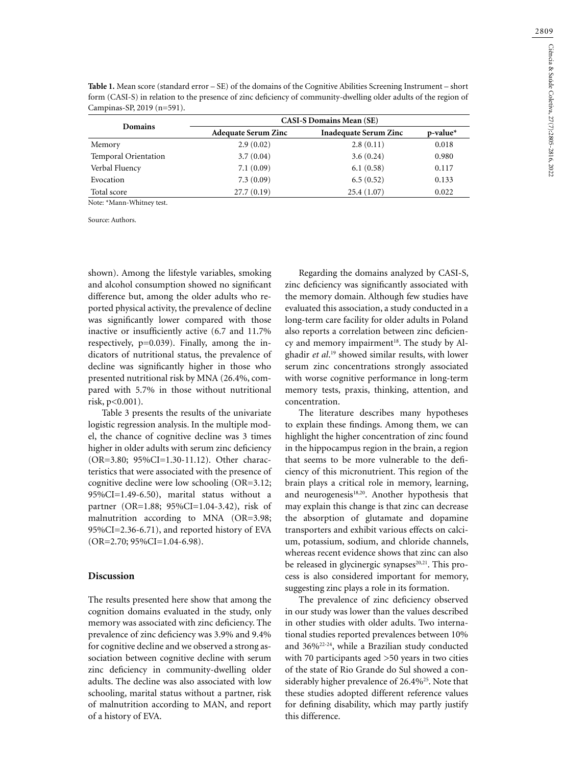**Table 1.** Mean score (standard error – SE) of the domains of the Cognitive Abilities Screening Instrument – short form (CASI-S) in relation to the presence of zinc deficiency of community-dwelling older adults of the region of Campinas-SP, 2019 (n=591).

| Domains | CASI-S Domains Mean (SE) | | |
|---|---|---|---|
| | Adequate Serum Zinc | Inadequate Serum Zinc | p-value* |
| Memory | 2.9 (0.02) | 2.8 (0.11) | 0.018 |
| Temporal Orientation | 3.7 (0.04) | 3.6 (0.24) | 0.980 |
| Verbal Fluency | 7.1 (0.09) | 6.1 (0.58) | 0.117 |
| Evocation | 7.3 (0.09) | 6.5 (0.52) | 0.133 |
| Total score | 27.7 (0.19) | 25.4 (1.07) | 0.022 |

Note: *Mann-Whitney test.

Source: Authors.

shown). Among the lifestyle variables, smoking and alcohol consumption showed no significant difference but, among the older adults who reported physical activity, the prevalence of decline was significantly lower compared with those inactive or insufficiently active (6.7 and 11.7% respectively, p=0.039). Finally, among the indicators of nutritional status, the prevalence of decline was significantly higher in those who presented nutritional risk by MNA (26.4%, compared with 5.7% in those without nutritional risk, p<0.001).

Table 3 presents the results of the univariate logistic regression analysis. In the multiple model, the chance of cognitive decline was 3 times higher in older adults with serum zinc deficiency (OR=3.80; 95%CI=1.30-11.12). Other characteristics that were associated with the presence of cognitive decline were low schooling (OR=3.12; 95%CI=1.49-6.50), marital status without a partner (OR=1.88; 95%CI=1.04-3.42), risk of malnutrition according to MNA (OR=3.98; 95%CI=2.36-6.71), and reported history of EVA (OR=2.70; 95%CI=1.04-6.98).

## Discussion

The results presented here show that among the cognition domains evaluated in the study, only memory was associated with zinc deficiency. The prevalence of zinc deficiency was 3.9% and 9.4% for cognitive decline and we observed a strong association between cognitive decline with serum zinc deficiency in community-dwelling older adults. The decline was also associated with low schooling, marital status without a partner, risk of malnutrition according to MAN, and report of a history of EVA.

Regarding the domains analyzed by CASI-S, zinc deficiency was significantly associated with the memory domain. Although few studies have evaluated this association, a study conducted in a long-term care facility for older adults in Poland also reports a correlation between zinc deficiency and memory impairment[18]. The study by Alghadir *et al*.[19] showed similar results, with lower serum zinc concentrations strongly associated with worse cognitive performance in long-term memory tests, praxis, thinking, attention, and concentration.

The literature describes many hypotheses to explain these findings. Among them, we can highlight the higher concentration of zinc found in the hippocampus region in the brain, a region that seems to be more vulnerable to the deficiency of this micronutrient. This region of the brain plays a critical role in memory, learning, and neurogenesis[18,20]. Another hypothesis that may explain this change is that zinc can decrease the absorption of glutamate and dopamine transporters and exhibit various effects on calcium, potassium, sodium, and chloride channels, whereas recent evidence shows that zinc can also be released in glycinergic synapses[20,21]. This process is also considered important for memory, suggesting zinc plays a role in its formation.

The prevalence of zinc deficiency observed in our study was lower than the values described in other studies with older adults. Two international studies reported prevalences between 10% and 36%[22-24], while a Brazilian study conducted with 70 participants aged >50 years in two cities of the state of Rio Grande do Sul showed a considerably higher prevalence of 26.4%[25]. Note that these studies adopted different reference values for defining disability, which may partly justify this difference.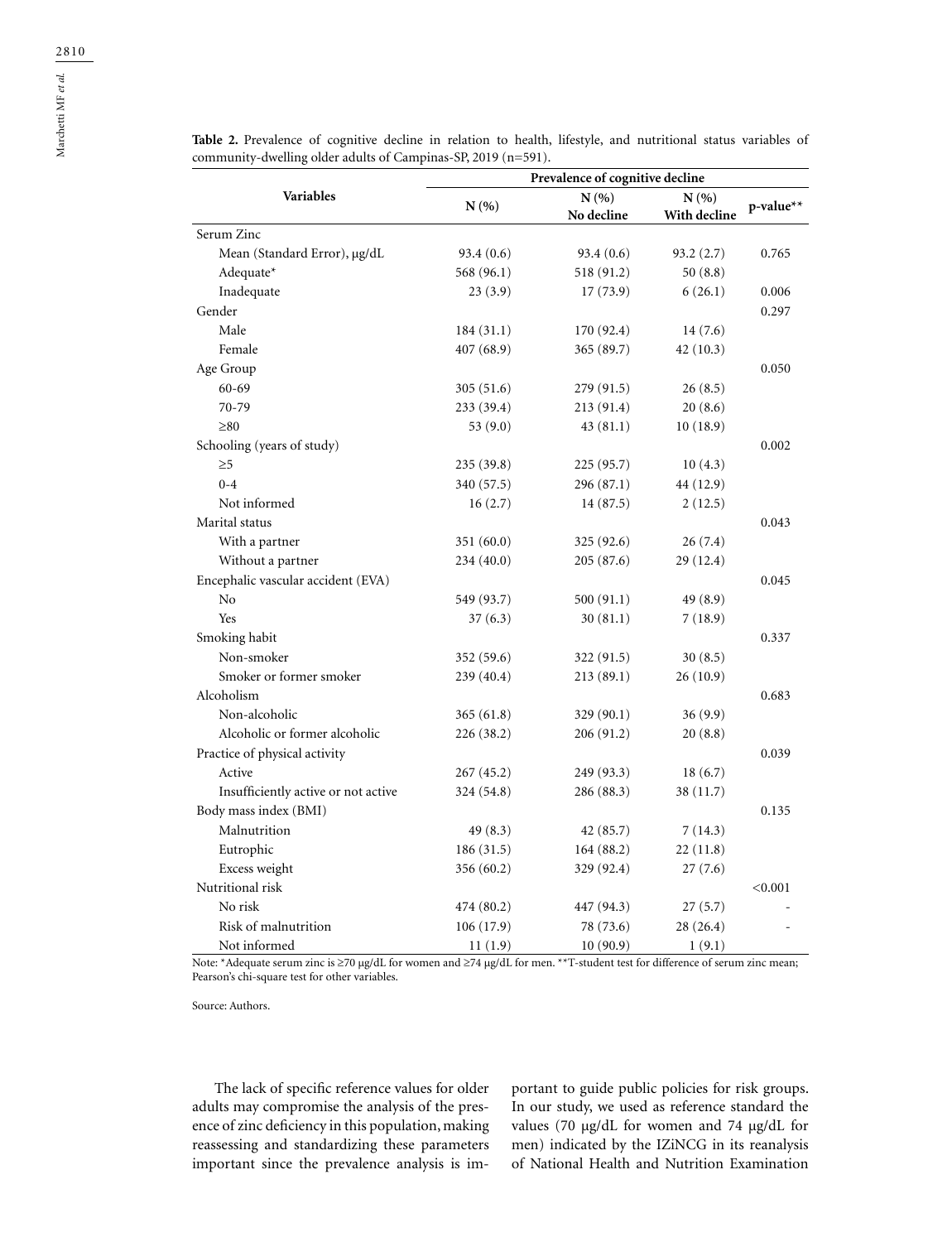**Table 2.** Prevalence of cognitive decline in relation to health, lifestyle, and nutritional status variables of community-dwelling older adults of Campinas-SP, 2019 (n=591).

| Variables | Prevalence of cognitive decline | | | |
|---|---|---|---|---|
| | N (%) | N (%) No decline | N (%) With decline | p-value** |
| Serum Zinc | | | | |
| Mean (Standard Error), µg/dL | 93.4 (0.6) | 93.4 (0.6) | 93.2 (2.7) | 0.765 |
| Adequate* | 568 (96.1) | 518 (91.2) | 50 (8.8) | |
| Inadequate | 23 (3.9) | 17 (73.9) | 6 (26.1) | 0.006 |
| Gender | | | | 0.297 |
| Male | 184 (31.1) | 170 (92.4) | 14 (7.6) | |
| Female | 407 (68.9) | 365 (89.7) | 42 (10.3) | |
| Age Group | | | | 0.050 |
| 60-69 | 305 (51.6) | 279 (91.5) | 26 (8.5) | |
| 70-79 | 233 (39.4) | 213 (91.4) | 20 (8.6) | |
| ≥80 | 53 (9.0) | 43 (81.1) | 10 (18.9) | |
| Schooling (years of study) | | | | 0.002 |
| ≥5 | 235 (39.8) | 225 (95.7) | 10 (4.3) | |
| 0-4 | 340 (57.5) | 296 (87.1) | 44 (12.9) | |
| Not informed | 16 (2.7) | 14 (87.5) | 2 (12.5) | |
| Marital status | | | | 0.043 |
| With a partner | 351 (60.0) | 325 (92.6) | 26 (7.4) | |
| Without a partner | 234 (40.0) | 205 (87.6) | 29 (12.4) | |
| Encephalic vascular accident (EVA) | | | | 0.045 |
| No | 549 (93.7) | 500 (91.1) | 49 (8.9) | |
| Yes | 37 (6.3) | 30 (81.1) | 7 (18.9) | |
| Smoking habit | | | | 0.337 |
| Non-smoker | 352 (59.6) | 322 (91.5) | 30 (8.5) | |
| Smoker or former smoker | 239 (40.4) | 213 (89.1) | 26 (10.9) | |
| Alcoholism | | | | 0.683 |
| Non-alcoholic | 365 (61.8) | 329 (90.1) | 36 (9.9) | |
| Alcoholic or former alcoholic | 226 (38.2) | 206 (91.2) | 20 (8.8) | |
| Practice of physical activity | | | | 0.039 |
| Active | 267 (45.2) | 249 (93.3) | 18 (6.7) | |
| Insufficiently active or not active | 324 (54.8) | 286 (88.3) | 38 (11.7) | |
| Body mass index (BMI) | | | | 0.135 |
| Malnutrition | 49 (8.3) | 42 (85.7) | 7 (14.3) | |
| Eutrophic | 186 (31.5) | 164 (88.2) | 22 (11.8) | |
| Excess weight | 356 (60.2) | 329 (92.4) | 27 (7.6) | |
| Nutritional risk | | | | <0.001 |
| No risk | 474 (80.2) | 447 (94.3) | 27 (5.7) | - |
| Risk of malnutrition | 106 (17.9) | 78 (73.6) | 28 (26.4) | - |
| Not informed | 11 (1.9) | 10 (90.9) | 1 (9.1) | |

Note: *Adequate serum zinc is ≥70 µg/dL for women and ≥74 µg/dL for men. **T-student test for difference of serum zinc mean; Pearson's chi-square test for other variables.

Source: Authors.

The lack of specific reference values for older adults may compromise the analysis of the presence of zinc deficiency in this population, making reassessing and standardizing these parameters important since the prevalence analysis is important to guide public policies for risk groups. In our study, we used as reference standard the values (70 µg/dL for women and 74 µg/dL for men) indicated by the IZiNCG in its reanalysis of National Health and Nutrition Examination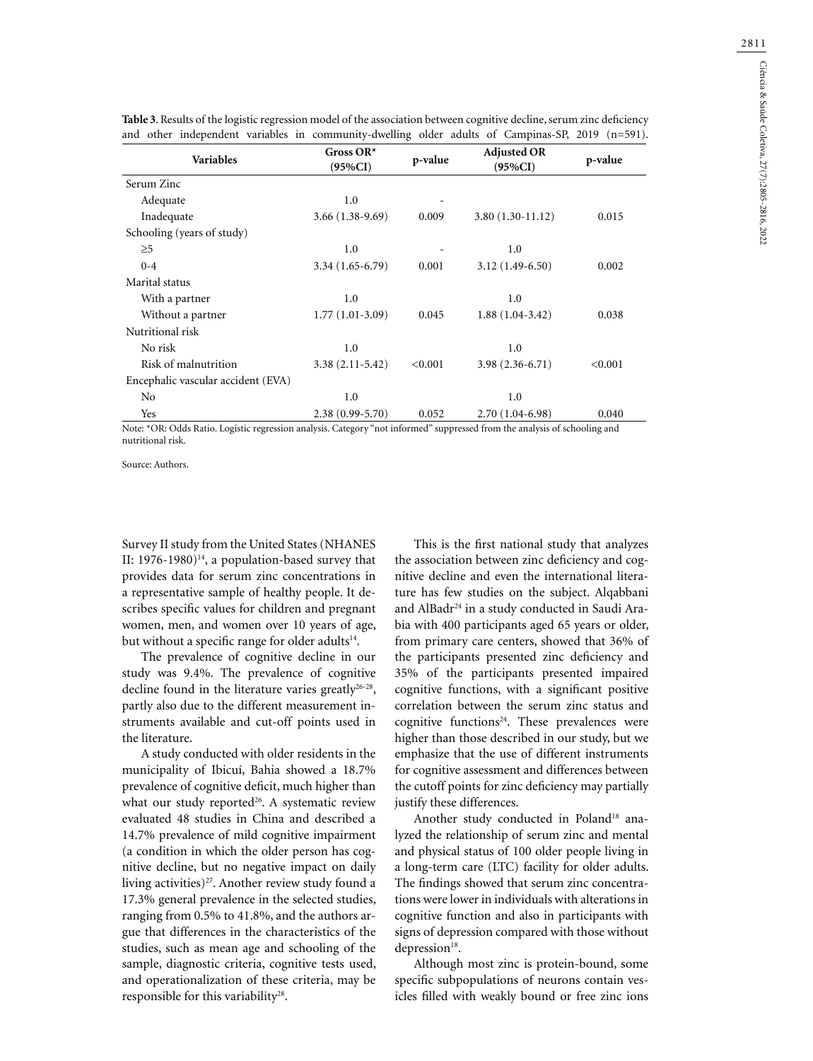**Table 3**. Results of the logistic regression model of the association between cognitive decline, serum zinc deficiency and other independent variables in community-dwelling older adults of Campinas-SP, 2019 (n=591).

| Variables | Gross OR* (95%CI) | p-value | Adjusted OR (95%CI) | p-value |
|---|---|---|---|---|
| Serum Zinc | | | | |
| Adequate | 1.0 | - | | |
| Inadequate | 3.66 (1.38-9.69) | 0.009 | 3.80 (1.30-11.12) | 0.015 |
| Schooling (years of study) | | | | |
| ≥5 | 1.0 | - | 1.0 | |
| 0-4 | 3.34 (1.65-6.79) | 0.001 | 3.12 (1.49-6.50) | 0.002 |
| Marital status | | | | |
| With a partner | 1.0 | | 1.0 | |
| Without a partner | 1.77 (1.01-3.09) | 0.045 | 1.88 (1.04-3.42) | 0.038 |
| Nutritional risk | | | | |
| No risk | 1.0 | | 1.0 | |
| Risk of malnutrition | 3.38 (2.11-5.42) | <0.001 | 3.98 (2.36-6.71) | <0.001 |
| Encephalic vascular accident (EVA) | | | | |
| No | 1.0 | | 1.0 | |
| Yes | 2.38 (0.99-5.70) | 0.052 | 2.70 (1.04-6.98) | 0.040 |

Note: *OR: Odds Ratio. Logistic regression analysis. Category "not informed" suppressed from the analysis of schooling and nutritional risk.

Source: Authors.

Survey II study from the United States (NHANES II: 1976-1980)[14], a population-based survey that provides data for serum zinc concentrations in a representative sample of healthy people. It describes specific values for children and pregnant women, men, and women over 10 years of age, but without a specific range for older adults[14].

The prevalence of cognitive decline in our study was 9.4%. The prevalence of cognitive decline found in the literature varies greatly[26-28], partly also due to the different measurement instruments available and cut-off points used in the literature.

A study conducted with older residents in the municipality of Ibicuí, Bahia showed a 18.7% prevalence of cognitive deficit, much higher than what our study reported[26]. A systematic review evaluated 48 studies in China and described a 14.7% prevalence of mild cognitive impairment (a condition in which the older person has cognitive decline, but no negative impact on daily living activities)[27]. Another review study found a 17.3% general prevalence in the selected studies, ranging from 0.5% to 41.8%, and the authors argue that differences in the characteristics of the studies, such as mean age and schooling of the sample, diagnostic criteria, cognitive tests used, and operationalization of these criteria, may be responsible for this variability[28].

This is the first national study that analyzes the association between zinc deficiency and cognitive decline and even the international literature has few studies on the subject. Alqabbani and AlBadr[24] in a study conducted in Saudi Arabia with 400 participants aged 65 years or older, from primary care centers, showed that 36% of the participants presented zinc deficiency and 35% of the participants presented impaired cognitive functions, with a significant positive correlation between the serum zinc status and cognitive functions[24]. These prevalences were higher than those described in our study, but we emphasize that the use of different instruments for cognitive assessment and differences between the cutoff points for zinc deficiency may partially justify these differences.

Another study conducted in Poland[18] analyzed the relationship of serum zinc and mental and physical status of 100 older people living in a long-term care (LTC) facility for older adults. The findings showed that serum zinc concentrations were lower in individuals with alterations in cognitive function and also in participants with signs of depression compared with those without depression[18].

Although most zinc is protein-bound, some specific subpopulations of neurons contain vesicles filled with weakly bound or free zinc ions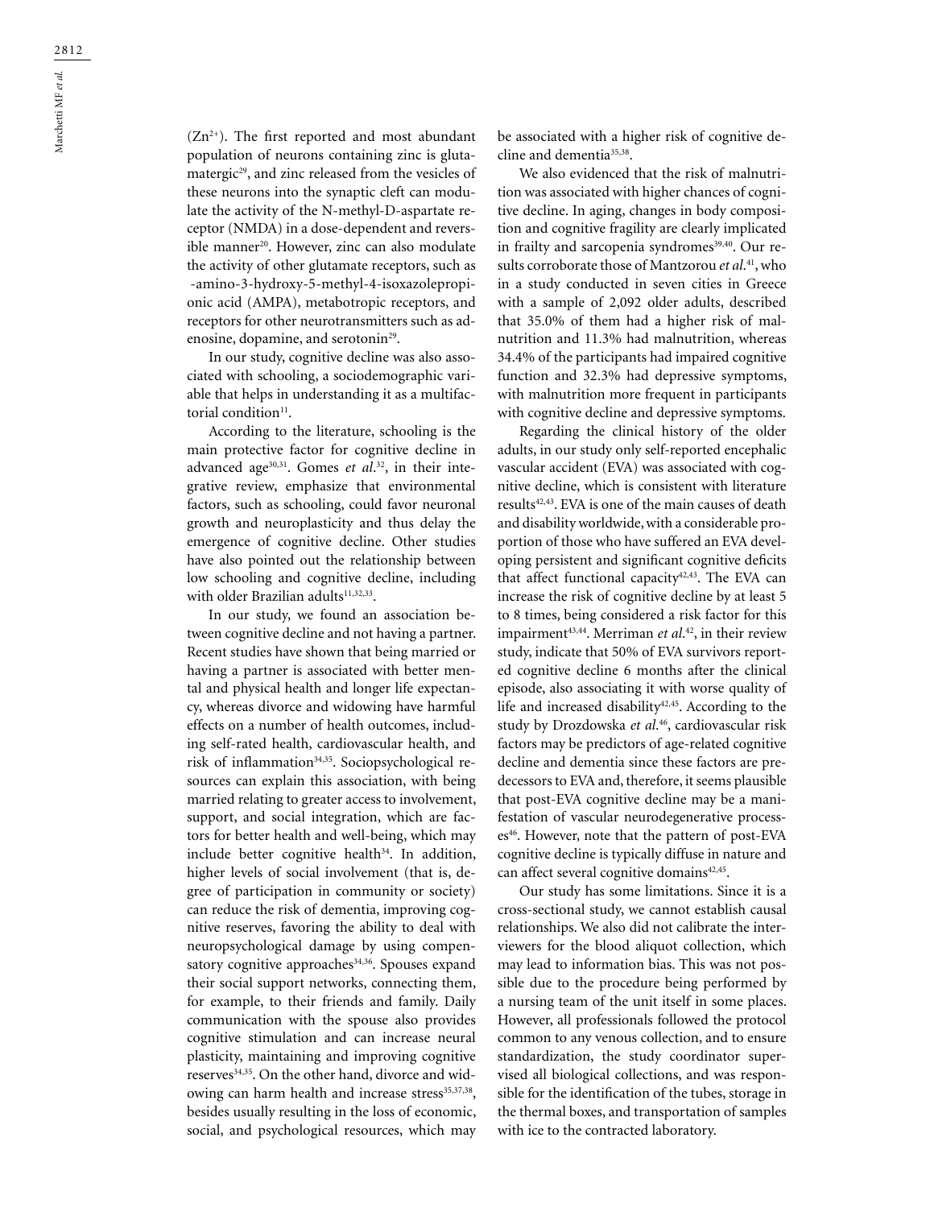($Zn^{2+}$). The first reported and most abundant population of neurons containing zinc is glutamatergic[29], and zinc released from the vesicles of these neurons into the synaptic cleft can modulate the activity of the N-methyl-D-aspartate receptor (NMDA) in a dose-dependent and reversible manner[20]. However, zinc can also modulate the activity of other glutamate receptors, such as -amino-3-hydroxy-5-methyl-4-isoxazolepropionic acid (AMPA), metabotropic receptors, and receptors for other neurotransmitters such as adenosine, dopamine, and serotonin[29].

In our study, cognitive decline was also associated with schooling, a sociodemographic variable that helps in understanding it as a multifactorial condition[11].

According to the literature, schooling is the main protective factor for cognitive decline in advanced age[30,31]. Gomes *et al.*[32], in their integrative review, emphasize that environmental factors, such as schooling, could favor neuronal growth and neuroplasticity and thus delay the emergence of cognitive decline. Other studies have also pointed out the relationship between low schooling and cognitive decline, including with older Brazilian adults[11,32,33].

In our study, we found an association between cognitive decline and not having a partner. Recent studies have shown that being married or having a partner is associated with better mental and physical health and longer life expectancy, whereas divorce and widowing have harmful effects on a number of health outcomes, including self-rated health, cardiovascular health, and risk of inflammation[34,35]. Sociopsychological resources can explain this association, with being married relating to greater access to involvement, support, and social integration, which are factors for better health and well-being, which may include better cognitive health[34]. In addition, higher levels of social involvement (that is, degree of participation in community or society) can reduce the risk of dementia, improving cognitive reserves, favoring the ability to deal with neuropsychological damage by using compensatory cognitive approaches[34,36]. Spouses expand their social support networks, connecting them, for example, to their friends and family. Daily communication with the spouse also provides cognitive stimulation and can increase neural plasticity, maintaining and improving cognitive reserves[34,35]. On the other hand, divorce and widowing can harm health and increase stress[35,37,38], besides usually resulting in the loss of economic, social, and psychological resources, which may be associated with a higher risk of cognitive decline and dementia[35,38].

We also evidenced that the risk of malnutrition was associated with higher chances of cognitive decline. In aging, changes in body composition and cognitive fragility are clearly implicated in frailty and sarcopenia syndromes[39,40]. Our results corroborate those of Mantzorou *et al.*[41], who in a study conducted in seven cities in Greece with a sample of 2,092 older adults, described that 35.0% of them had a higher risk of malnutrition and 11.3% had malnutrition, whereas 34.4% of the participants had impaired cognitive function and 32.3% had depressive symptoms, with malnutrition more frequent in participants with cognitive decline and depressive symptoms.

Regarding the clinical history of the older adults, in our study only self-reported encephalic vascular accident (EVA) was associated with cognitive decline, which is consistent with literature results[42,43]. EVA is one of the main causes of death and disability worldwide, with a considerable proportion of those who have suffered an EVA developing persistent and significant cognitive deficits that affect functional capacity[42,43]. The EVA can increase the risk of cognitive decline by at least 5 to 8 times, being considered a risk factor for this impairment[43,44]. Merriman *et al.*[42], in their review study, indicate that 50% of EVA survivors reported cognitive decline 6 months after the clinical episode, also associating it with worse quality of life and increased disability[42,45]. According to the study by Drozdowska *et al.*[46], cardiovascular risk factors may be predictors of age-related cognitive decline and dementia since these factors are predecessors to EVA and, therefore, it seems plausible that post-EVA cognitive decline may be a manifestation of vascular neurodegenerative processes[46]. However, note that the pattern of post-EVA cognitive decline is typically diffuse in nature and can affect several cognitive domains[42,45].

Our study has some limitations. Since it is a cross-sectional study, we cannot establish causal relationships. We also did not calibrate the interviewers for the blood aliquot collection, which may lead to information bias. This was not possible due to the procedure being performed by a nursing team of the unit itself in some places. However, all professionals followed the protocol common to any venous collection, and to ensure standardization, the study coordinator supervised all biological collections, and was responsible for the identification of the tubes, storage in the thermal boxes, and transportation of samples with ice to the contracted laboratory.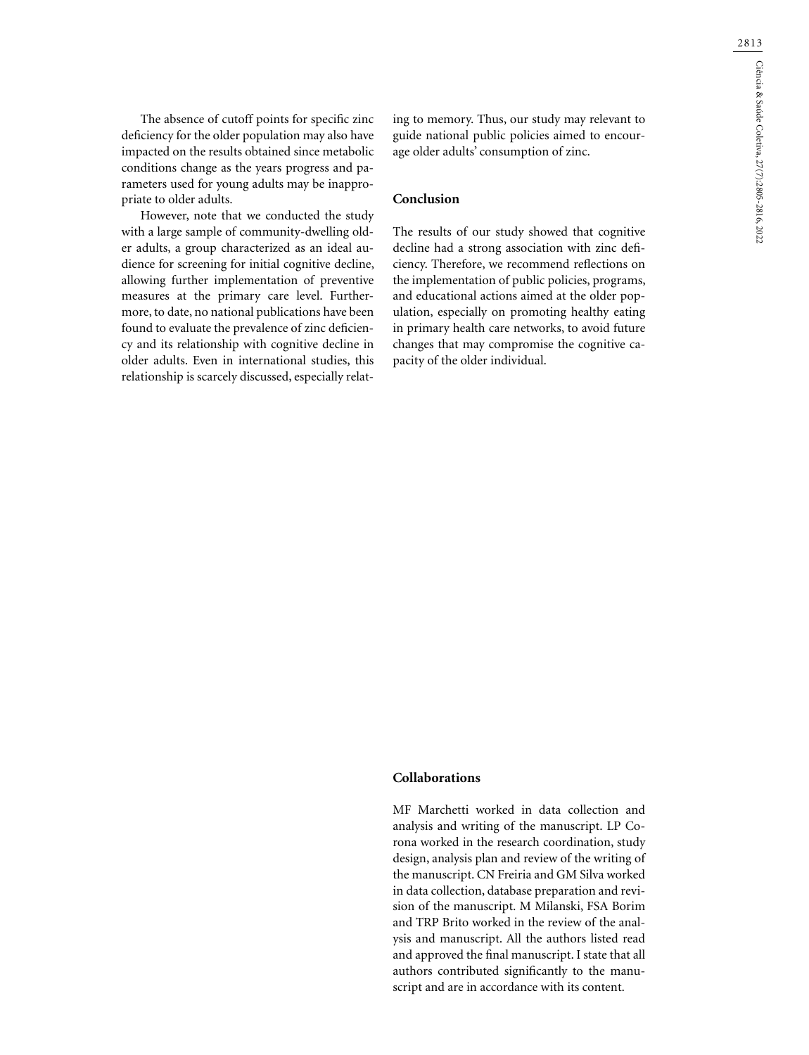The absence of cutoff points for specific zinc deficiency for the older population may also have impacted on the results obtained since metabolic conditions change as the years progress and parameters used for young adults may be inappropriate to older adults.

However, note that we conducted the study with a large sample of community-dwelling older adults, a group characterized as an ideal audience for screening for initial cognitive decline, allowing further implementation of preventive measures at the primary care level. Furthermore, to date, no national publications have been found to evaluate the prevalence of zinc deficiency and its relationship with cognitive decline in older adults. Even in international studies, this relationship is scarcely discussed, especially relating to memory. Thus, our study may relevant to guide national public policies aimed to encourage older adults' consumption of zinc.

## Conclusion

The results of our study showed that cognitive decline had a strong association with zinc deficiency. Therefore, we recommend reflections on the implementation of public policies, programs, and educational actions aimed at the older population, especially on promoting healthy eating in primary health care networks, to avoid future changes that may compromise the cognitive capacity of the older individual.

## Collaborations

MF Marchetti worked in data collection and analysis and writing of the manuscript. LP Corona worked in the research coordination, study design, analysis plan and review of the writing of the manuscript. CN Freiria and GM Silva worked in data collection, database preparation and revision of the manuscript. M Milanski, FSA Borim and TRP Brito worked in the review of the analysis and manuscript. All the authors listed read and approved the final manuscript. I state that all authors contributed significantly to the manuscript and are in accordance with its content.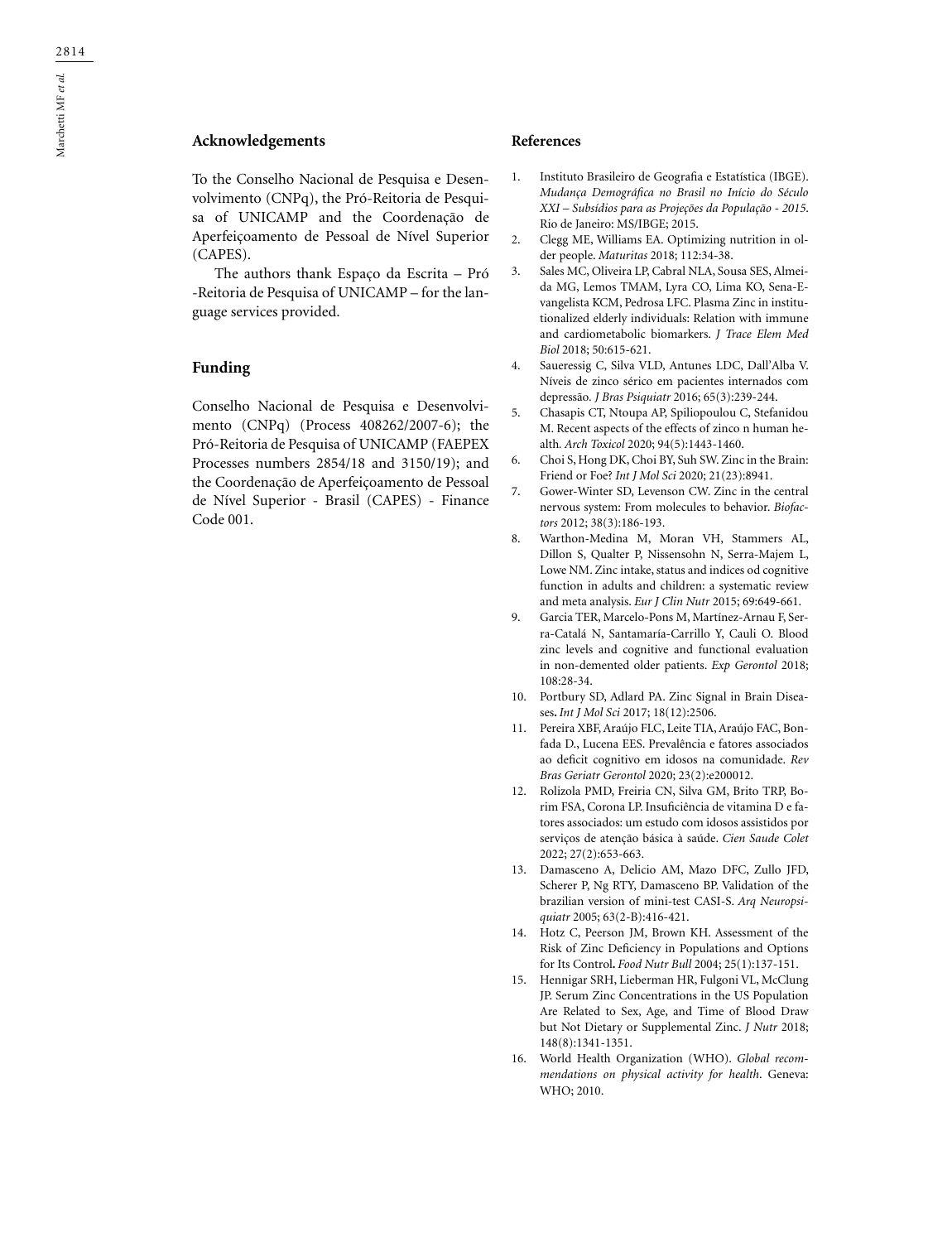## Acknowledgements

To the Conselho Nacional de Pesquisa e Desenvolvimento (CNPq), the Pró-Reitoria de Pesquisa of UNICAMP and the Coordenação de Aperfeiçoamento de Pessoal de Nível Superior (CAPES).

The authors thank Espaço da Escrita – Pró -Reitoria de Pesquisa of UNICAMP – for the language services provided.

## Funding

Conselho Nacional de Pesquisa e Desenvolvimento (CNPq) (Process 408262/2007-6); the Pró-Reitoria de Pesquisa of UNICAMP (FAEPEX Processes numbers 2854/18 and 3150/19); and the Coordenação de Aperfeiçoamento de Pessoal de Nível Superior - Brasil (CAPES) - Finance Code 001.

## References

1. Instituto Brasileiro de Geografia e Estatística (IBGE). *Mudança Demográfica no Brasil no Início do Século XXI – Subsídios para as Projeções da População - 2015*. Rio de Janeiro: MS/IBGE; 2015.
2. Clegg ME, Williams EA. Optimizing nutrition in older people. *Maturitas* 2018; 112:34-38.
3. Sales MC, Oliveira LP, Cabral NLA, Sousa SES, Almeida MG, Lemos TMAM, Lyra CO, Lima KO, Sena-Evangelista KCM, Pedrosa LFC. Plasma Zinc in institutionalized elderly individuals: Relation with immune and cardiometabolic biomarkers. *J Trace Elem Med Biol* 2018; 50:615-621.
4. Saueressig C, Silva VLD, Antunes LDC, Dall'Alba V. Níveis de zinco sérico em pacientes internados com depressão. *J Bras Psiquiatr* 2016; 65(3):239-244.
5. Chasapis CT, Ntoupa AP, Spiliopoulou C, Stefanidou M. Recent aspects of the effects of zinco n human health. *Arch Toxicol* 2020; 94(5):1443-1460.
6. Choi S, Hong DK, Choi BY, Suh SW. Zinc in the Brain: Friend or Foe? *Int J Mol Sci* 2020; 21(23):8941.
7. Gower-Winter SD, Levenson CW. Zinc in the central nervous system: From molecules to behavior. *Biofactors* 2012; 38(3):186-193.
8. Warthon-Medina M, Moran VH, Stammers AL, Dillon S, Qualter P, Nissensohn N, Serra-Majem L, Lowe NM. Zinc intake, status and indices od cognitive function in adults and children: a systematic review and meta analysis. *Eur J Clin Nutr* 2015; 69:649-661.
9. Garcia TER, Marcelo-Pons M, Martínez-Arnau F, Serra-Catalá N, Santamaría-Carrillo Y, Cauli O. Blood zinc levels and cognitive and functional evaluation in non-demented older patients. *Exp Gerontol* 2018; 108:28-34.
10. Portbury SD, Adlard PA. Zinc Signal in Brain Diseases**.** *Int J Mol Sci* 2017; 18(12):2506.
11. Pereira XBF, Araújo FLC, Leite TIA, Araújo FAC, Bonfada D., Lucena EES. Prevalência e fatores associados ao deficit cognitivo em idosos na comunidade. *Rev Bras Geriatr Gerontol* 2020; 23(2):e200012.
12. Rolizola PMD, Freiria CN, Silva GM, Brito TRP, Borim FSA, Corona LP. Insuficiência de vitamina D e fatores associados: um estudo com idosos assistidos por serviços de atenção básica à saúde. *Cien Saude Colet* 2022; 27(2):653-663.
13. Damasceno A, Delicio AM, Mazo DFC, Zullo JFD, Scherer P, Ng RTY, Damasceno BP. Validation of the brazilian version of mini-test CASI-S. *Arq Neuropsiquiatr* 2005; 63(2-B):416-421.
14. Hotz C, Peerson JM, Brown KH. Assessment of the Risk of Zinc Deficiency in Populations and Options for Its Control**.** *Food Nutr Bull* 2004; 25(1):137-151.
15. Hennigar SRH, Lieberman HR, Fulgoni VL, McClung JP. Serum Zinc Concentrations in the US Population Are Related to Sex, Age, and Time of Blood Draw but Not Dietary or Supplemental Zinc. *J Nutr* 2018; 148(8):1341-1351.
16. World Health Organization (WHO). *Global recommendations on physical activity for health*. Geneva: WHO; 2010.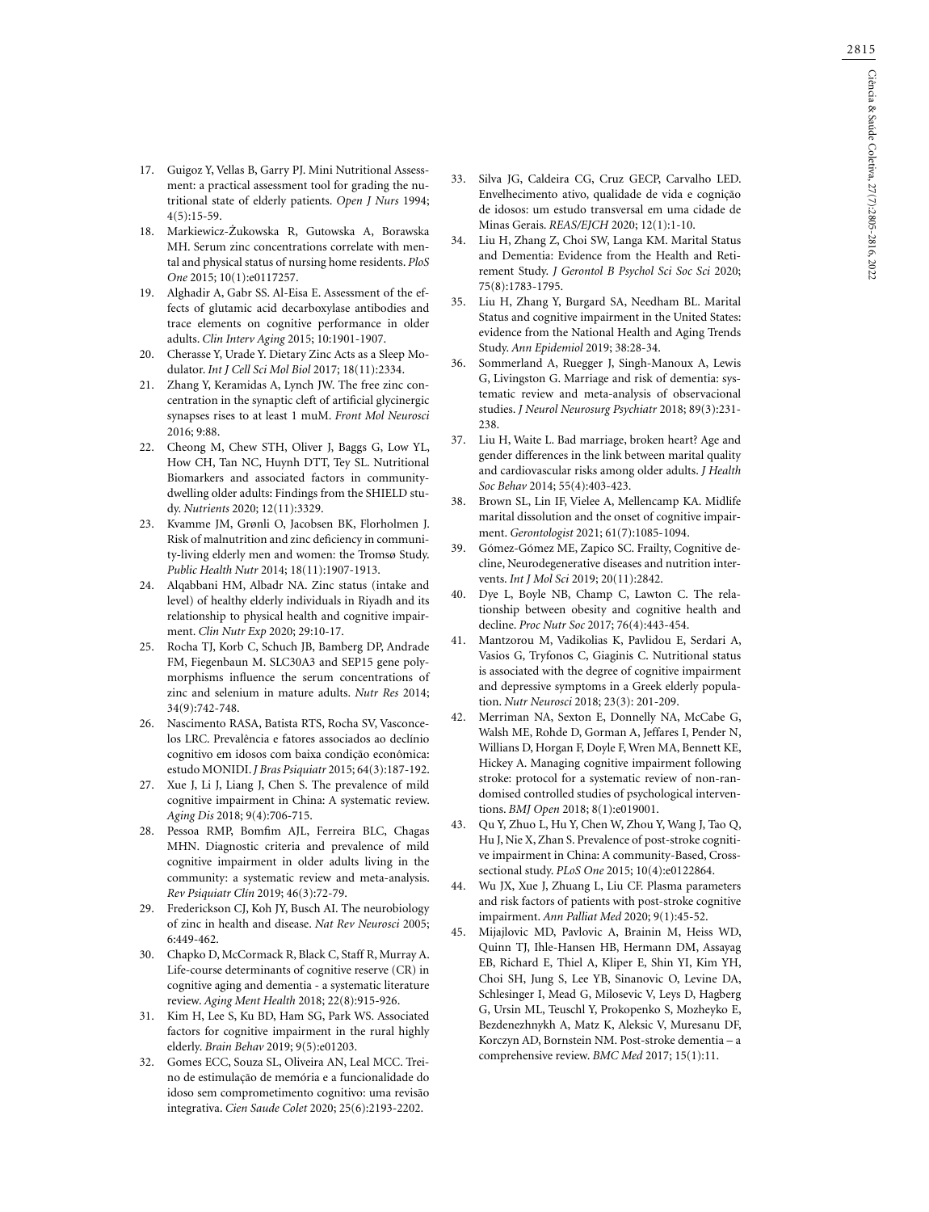17. Guigoz Y, Vellas B, Garry PJ. Mini Nutritional Assessment: a practical assessment tool for grading the nutritional state of elderly patients. *Open J Nurs* 1994; 4(5):15-59.
18. Markiewicz-Żukowska R, Gutowska A, Borawska MH. Serum zinc concentrations correlate with mental and physical status of nursing home residents. *PloS One* 2015; 10(1):e0117257.
19. Alghadir A, Gabr SS. Al-Eisa E. Assessment of the effects of glutamic acid decarboxylase antibodies and trace elements on cognitive performance in older adults. *Clin Interv Aging* 2015; 10:1901-1907.
20. Cherasse Y, Urade Y. Dietary Zinc Acts as a Sleep Modulator. *Int J Cell Sci Mol Biol* 2017; 18(11):2334.
21. Zhang Y, Keramidas A, Lynch JW. The free zinc concentration in the synaptic cleft of artificial glycinergic synapses rises to at least 1 muM. *Front Mol Neurosci* 2016; 9:88.
22. Cheong M, Chew STH, Oliver J, Baggs G, Low YL, How CH, Tan NC, Huynh DTT, Tey SL. Nutritional Biomarkers and associated factors in community-dwelling older adults: Findings from the SHIELD study. *Nutrients* 2020; 12(11):3329.
23. Kvamme JM, Grønli O, Jacobsen BK, Florholmen J. Risk of malnutrition and zinc deficiency in community-living elderly men and women: the Tromsø Study. *Public Health Nutr* 2014; 18(11):1907-1913.
24. Alqabbani HM, Albadr NA. Zinc status (intake and level) of healthy elderly individuals in Riyadh and its relationship to physical health and cognitive impairment. *Clin Nutr Exp* 2020; 29:10-17.
25. Rocha TJ, Korb C, Schuch JB, Bamberg DP, Andrade FM, Fiegenbaun M. SLC30A3 and SEP15 gene polymorphisms influence the serum concentrations of zinc and selenium in mature adults. *Nutr Res* 2014; 34(9):742-748.
26. Nascimento RASA, Batista RTS, Rocha SV, Vasconcelos LRC. Prevalência e fatores associados ao declínio cognitivo em idosos com baixa condição econômica: estudo MONIDI. *J Bras Psiquiatr* 2015; 64(3):187-192.
27. Xue J, Li J, Liang J, Chen S. The prevalence of mild cognitive impairment in China: A systematic review. *Aging Dis* 2018; 9(4):706-715.
28. Pessoa RMP, Bomfim AJL, Ferreira BLC, Chagas MHN. Diagnostic criteria and prevalence of mild cognitive impairment in older adults living in the community: a systematic review and meta-analysis. *Rev Psiquiatr Clín* 2019; 46(3):72-79.
29. Frederickson CJ, Koh JY, Busch AI. The neurobiology of zinc in health and disease. *Nat Rev Neurosci* 2005; 6:449-462.
30. Chapko D, McCormack R, Black C, Staff R, Murray A. Life-course determinants of cognitive reserve (CR) in cognitive aging and dementia - a systematic literature review. *Aging Ment Health* 2018; 22(8):915-926.
31. Kim H, Lee S, Ku BD, Ham SG, Park WS. Associated factors for cognitive impairment in the rural highly elderly. *Brain Behav* 2019; 9(5):e01203.
32. Gomes ECC, Souza SL, Oliveira AN, Leal MCC. Treino de estimulação de memória e a funcionalidade do idoso sem comprometimento cognitivo: uma revisão integrativa. *Cien Saude Colet* 2020; 25(6):2193-2202.
33. Silva JG, Caldeira CG, Cruz GECP, Carvalho LED. Envelhecimento ativo, qualidade de vida e cognição de idosos: um estudo transversal em uma cidade de Minas Gerais. *REAS/EJCH* 2020; 12(1):1-10.
34. Liu H, Zhang Z, Choi SW, Langa KM. Marital Status and Dementia: Evidence from the Health and Retirement Study. *J Gerontol B Psychol Sci Soc Sci* 2020; 75(8):1783-1795.
35. Liu H, Zhang Y, Burgard SA, Needham BL. Marital Status and cognitive impairment in the United States: evidence from the National Health and Aging Trends Study. *Ann Epidemiol* 2019; 38:28-34.
36. Sommerland A, Ruegger J, Singh-Manoux A, Lewis G, Livingston G. Marriage and risk of dementia: systematic review and meta-analysis of observacional studies. *J Neurol Neurosurg Psychiatr* 2018; 89(3):231-238.
37. Liu H, Waite L. Bad marriage, broken heart? Age and gender differences in the link between marital quality and cardiovascular risks among older adults. *J Health Soc Behav* 2014; 55(4):403-423.
38. Brown SL, Lin IF, Vielee A, Mellencamp KA. Midlife marital dissolution and the onset of cognitive impairment. *Gerontologist* 2021; 61(7):1085-1094.
39. Gómez-Gómez ME, Zapico SC. Frailty, Cognitive decline, Neurodegenerative diseases and nutrition intervents. *Int J Mol Sci* 2019; 20(11):2842.
40. Dye L, Boyle NB, Champ C, Lawton C. The relationship between obesity and cognitive health and decline. *Proc Nutr Soc* 2017; 76(4):443-454.
41. Mantzorou M, Vadikolias K, Pavlidou E, Serdari A, Vasios G, Tryfonos C, Giaginis C. Nutritional status is associated with the degree of cognitive impairment and depressive symptoms in a Greek elderly population. *Nutr Neurosci* 2018; 23(3): 201-209.
42. Merriman NA, Sexton E, Donnelly NA, McCabe G, Walsh ME, Rohde D, Gorman A, Jeffares I, Pender N, Willians D, Horgan F, Doyle F, Wren MA, Bennett KE, Hickey A. Managing cognitive impairment following stroke: protocol for a systematic review of non-randomised controlled studies of psychological interventions. *BMJ Open* 2018; 8(1):e019001.
43. Qu Y, Zhuo L, Hu Y, Chen W, Zhou Y, Wang J, Tao Q, Hu J, Nie X, Zhan S. Prevalence of post-stroke cognitive impairment in China: A community-Based, Cross-sectional study. *PLoS One* 2015; 10(4):e0122864.
44. Wu JX, Xue J, Zhuang L, Liu CF. Plasma parameters and risk factors of patients with post-stroke cognitive impairment. *Ann Palliat Med* 2020; 9(1):45-52.
45. Mijajlovic MD, Pavlovic A, Brainin M, Heiss WD, Quinn TJ, Ihle-Hansen HB, Hermann DM, Assayag EB, Richard E, Thiel A, Kliper E, Shin YI, Kim YH, Choi SH, Jung S, Lee YB, Sinanovic O, Levine DA, Schlesinger I, Mead G, Milosevic V, Leys D, Hagberg G, Ursin ML, Teuschl Y, Prokopenko S, Mozheyko E, Bezdenezhnykh A, Matz K, Aleksic V, Muresanu DF, Korczyn AD, Bornstein NM. Post-stroke dementia – a comprehensive review. *BMC Med* 2017; 15(1):11.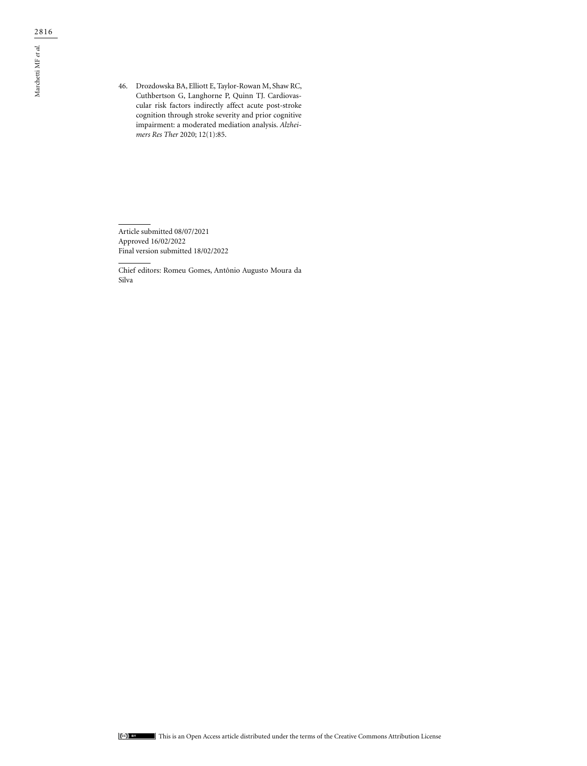46. Drozdowska BA, Elliott E, Taylor-Rowan M, Shaw RC, Cuthbertson G, Langhorne P, Quinn TJ. Cardiovascular risk factors indirectly affect acute post-stroke cognition through stroke severity and prior cognitive impairment: a moderated mediation analysis. *Alzheimers Res Ther* 2020; 12(1):85.

Article submitted 08/07/2021
Approved 16/02/2022
Final version submitted 18/02/2022

Chief editors: Romeu Gomes, Antônio Augusto Moura da Silva

This is an Open Access article distributed under the terms of the Creative Commons Attribution License